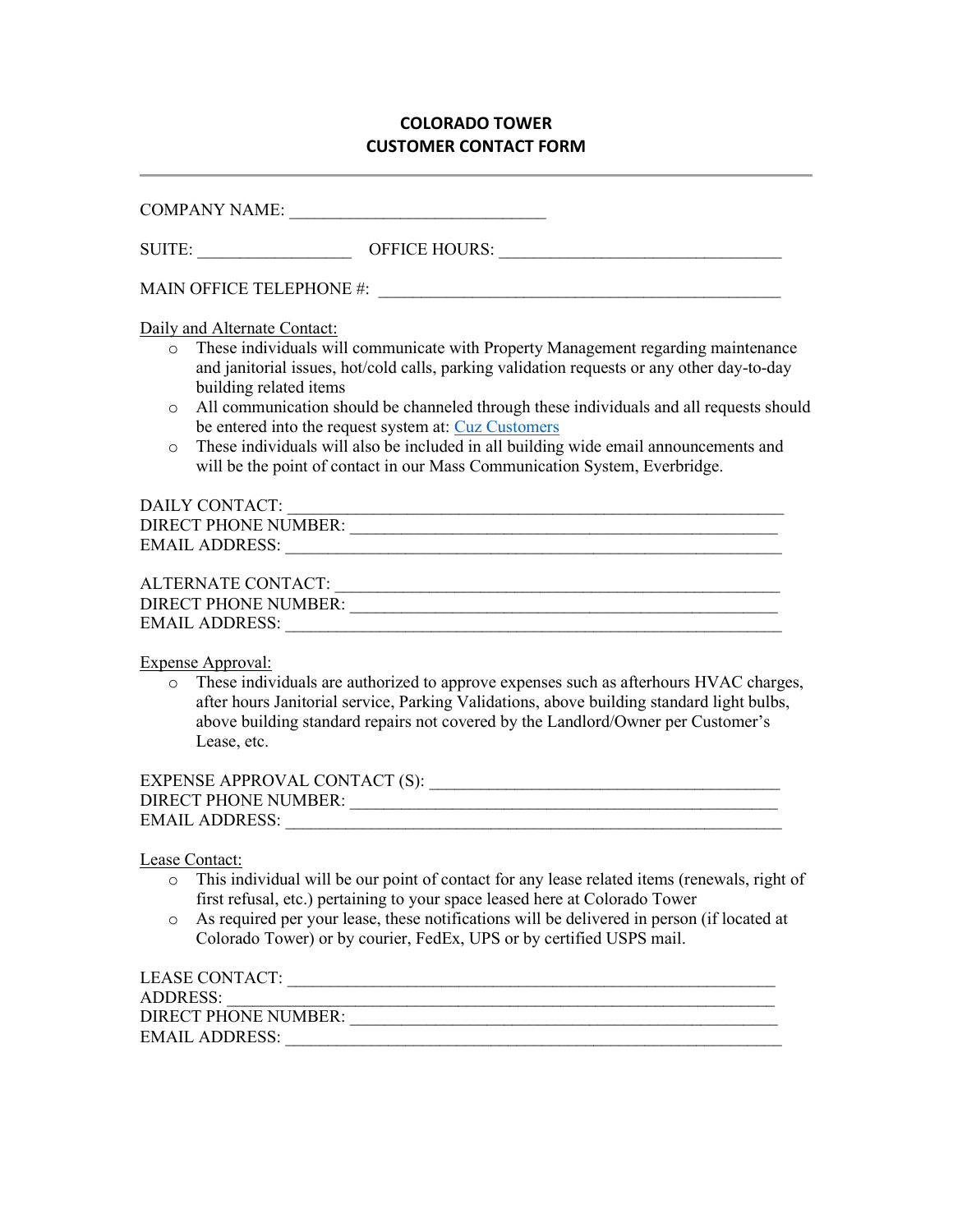# COLORADO TOWER
# CUSTOMER CONTACT FORM

---

COMPANY NAME: ______________________________

SUITE: __________________ OFFICE HOURS: _________________________________

MAIN OFFICE TELEPHONE #: ______________________________________________

Daily and Alternate Contact:

- These individuals will communicate with Property Management regarding maintenance and janitorial issues, hot/cold calls, parking validation requests or any other day-to-day building related items
- All communication should be channeled through these individuals and all requests should be entered into the request system at: [Cuz Customers]
- These individuals will also be included in all building wide email announcements and will be the point of contact in our Mass Communication System, Everbridge.

DAILY CONTACT: _________________________________________________________
DIRECT PHONE NUMBER: ___________________________________________________
EMAIL ADDRESS: _________________________________________________________

ALTERNATE CONTACT: _____________________________________________________
DIRECT PHONE NUMBER: ___________________________________________________
EMAIL ADDRESS: _________________________________________________________

Expense Approval:

- These individuals are authorized to approve expenses such as afterhours HVAC charges, after hours Janitorial service, Parking Validations, above building standard light bulbs, above building standard repairs not covered by the Landlord/Owner per Customer's Lease, etc.

EXPENSE APPROVAL CONTACT (S): ___________________________________________
DIRECT PHONE NUMBER: ___________________________________________________
EMAIL ADDRESS: _________________________________________________________

Lease Contact:

- This individual will be our point of contact for any lease related items (renewals, right of first refusal, etc.) pertaining to your space leased here at Colorado Tower
- As required per your lease, these notifications will be delivered in person (if located at Colorado Tower) or by courier, FedEx, UPS or by certified USPS mail.

LEASE CONTACT: _________________________________________________________
ADDRESS: _______________________________________________________________
DIRECT PHONE NUMBER: ___________________________________________________
EMAIL ADDRESS: _________________________________________________________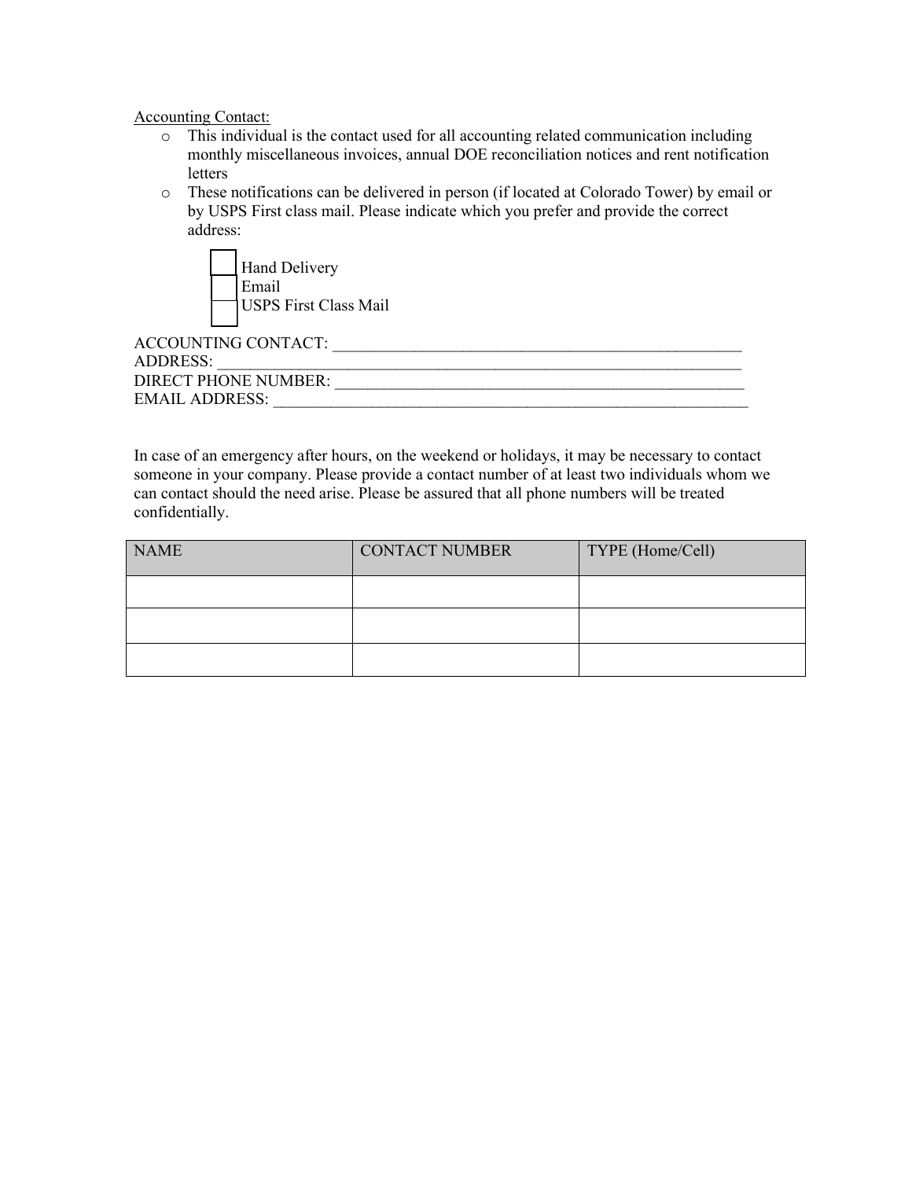Accounting Contact:

- This individual is the contact used for all accounting related communication including monthly miscellaneous invoices, annual DOE reconciliation notices and rent notification letters
- These notifications can be delivered in person (if located at Colorado Tower) by email or by USPS First class mail. Please indicate which you prefer and provide the correct address:

☐ Hand Delivery
☐ Email
☐ USPS First Class Mail

ACCOUNTING CONTACT: ____________________________________________________
ADDRESS: ____________________________________________________________________
DIRECT PHONE NUMBER: ____________________________________________________
EMAIL ADDRESS: ______________________________________________________________

In case of an emergency after hours, on the weekend or holidays, it may be necessary to contact someone in your company. Please provide a contact number of at least two individuals whom we can contact should the need arise. Please be assured that all phone numbers will be treated confidentially.

| NAME | CONTACT NUMBER | TYPE (Home/Cell) |
| --- | --- | --- |
| | | |
| | | |
| | | |